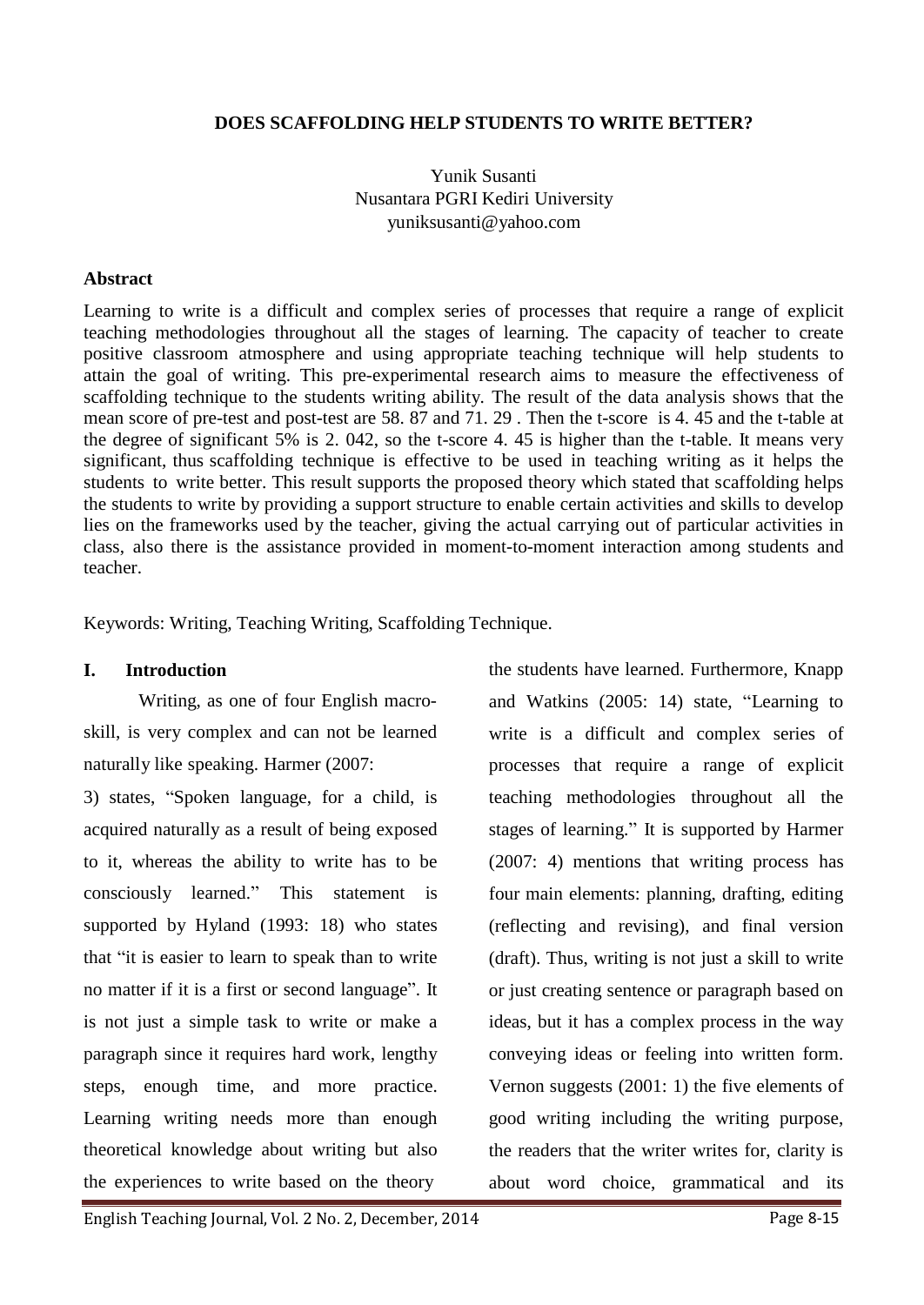# DOES SCAFFOLDING HELP STUDENTS TO WRITE BETTER?

Yunik Susanti
Nusantara PGRI Kediri University
yuniksusanti@yahoo.com

## Abstract

Learning to write is a difficult and complex series of processes that require a range of explicit teaching methodologies throughout all the stages of learning. The capacity of teacher to create positive classroom atmosphere and using appropriate teaching technique will help students to attain the goal of writing. This pre-experimental research aims to measure the effectiveness of scaffolding technique to the students writing ability. The result of the data analysis shows that the mean score of pre-test and post-test are 58. 87 and 71. 29 . Then the t-score is 4. 45 and the t-table at the degree of significant 5% is 2. 042, so the t-score 4. 45 is higher than the t-table. It means very significant, thus scaffolding technique is effective to be used in teaching writing as it helps the students to write better. This result supports the proposed theory which stated that scaffolding helps the students to write by providing a support structure to enable certain activities and skills to develop lies on the frameworks used by the teacher, giving the actual carrying out of particular activities in class, also there is the assistance provided in moment-to-moment interaction among students and teacher.

Keywords: Writing, Teaching Writing, Scaffolding Technique.

## I. Introduction

Writing, as one of four English macro-skill, is very complex and can not be learned naturally like speaking. Harmer (2007: 3) states, "Spoken language, for a child, is acquired naturally as a result of being exposed to it, whereas the ability to write has to be consciously learned." This statement is supported by Hyland (1993: 18) who states that "it is easier to learn to speak than to write no matter if it is a first or second language". It is not just a simple task to write or make a paragraph since it requires hard work, lengthy steps, enough time, and more practice. Learning writing needs more than enough theoretical knowledge about writing but also the experiences to write based on the theory the students have learned. Furthermore, Knapp and Watkins (2005: 14) state, "Learning to write is a difficult and complex series of processes that require a range of explicit teaching methodologies throughout all the stages of learning." It is supported by Harmer (2007: 4) mentions that writing process has four main elements: planning, drafting, editing (reflecting and revising), and final version (draft). Thus, writing is not just a skill to write or just creating sentence or paragraph based on ideas, but it has a complex process in the way conveying ideas or feeling into written form. Vernon suggests (2001: 1) the five elements of good writing including the writing purpose, the readers that the writer writes for, clarity is about word choice, grammatical and its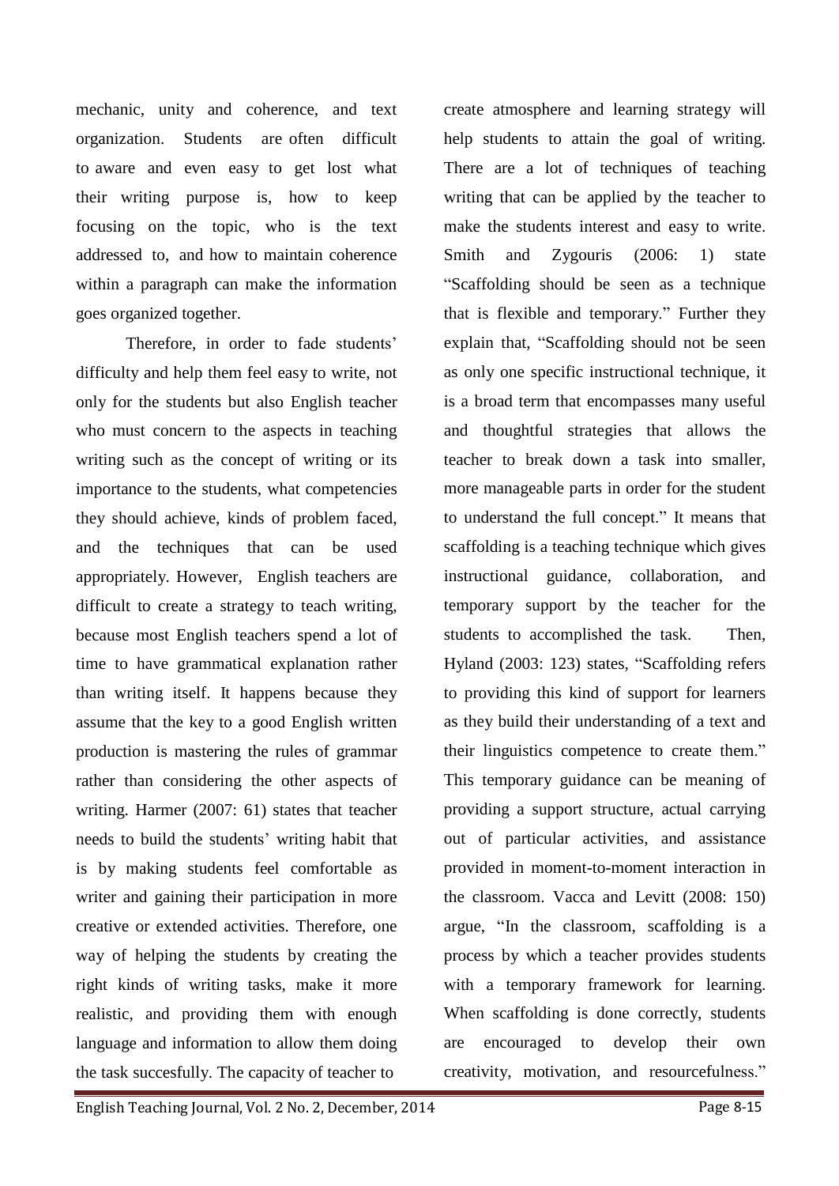mechanic, unity and coherence, and text organization. Students are often difficult to aware and even easy to get lost what their writing purpose is, how to keep focusing on the topic, who is the text addressed to, and how to maintain coherence within a paragraph can make the information goes organized together.

Therefore, in order to fade students' difficulty and help them feel easy to write, not only for the students but also English teacher who must concern to the aspects in teaching writing such as the concept of writing or its importance to the students, what competencies they should achieve, kinds of problem faced, and the techniques that can be used appropriately. However, English teachers are difficult to create a strategy to teach writing, because most English teachers spend a lot of time to have grammatical explanation rather than writing itself. It happens because they assume that the key to a good English written production is mastering the rules of grammar rather than considering the other aspects of writing. Harmer (2007: 61) states that teacher needs to build the students' writing habit that is by making students feel comfortable as writer and gaining their participation in more creative or extended activities. Therefore, one way of helping the students by creating the right kinds of writing tasks, make it more realistic, and providing them with enough language and information to allow them doing the task succesfully. The capacity of teacher to create atmosphere and learning strategy will help students to attain the goal of writing. There are a lot of techniques of teaching writing that can be applied by the teacher to make the students interest and easy to write. Smith and Zygouris (2006: 1) state "Scaffolding should be seen as a technique that is flexible and temporary." Further they explain that, "Scaffolding should not be seen as only one specific instructional technique, it is a broad term that encompasses many useful and thoughtful strategies that allows the teacher to break down a task into smaller, more manageable parts in order for the student to understand the full concept." It means that scaffolding is a teaching technique which gives instructional guidance, collaboration, and temporary support by the teacher for the students to accomplished the task. Then, Hyland (2003: 123) states, "Scaffolding refers to providing this kind of support for learners as they build their understanding of a text and their linguistics competence to create them." This temporary guidance can be meaning of providing a support structure, actual carrying out of particular activities, and assistance provided in moment-to-moment interaction in the classroom. Vacca and Levitt (2008: 150) argue, "In the classroom, scaffolding is a process by which a teacher provides students with a temporary framework for learning. When scaffolding is done correctly, students are encouraged to develop their own creativity, motivation, and resourcefulness."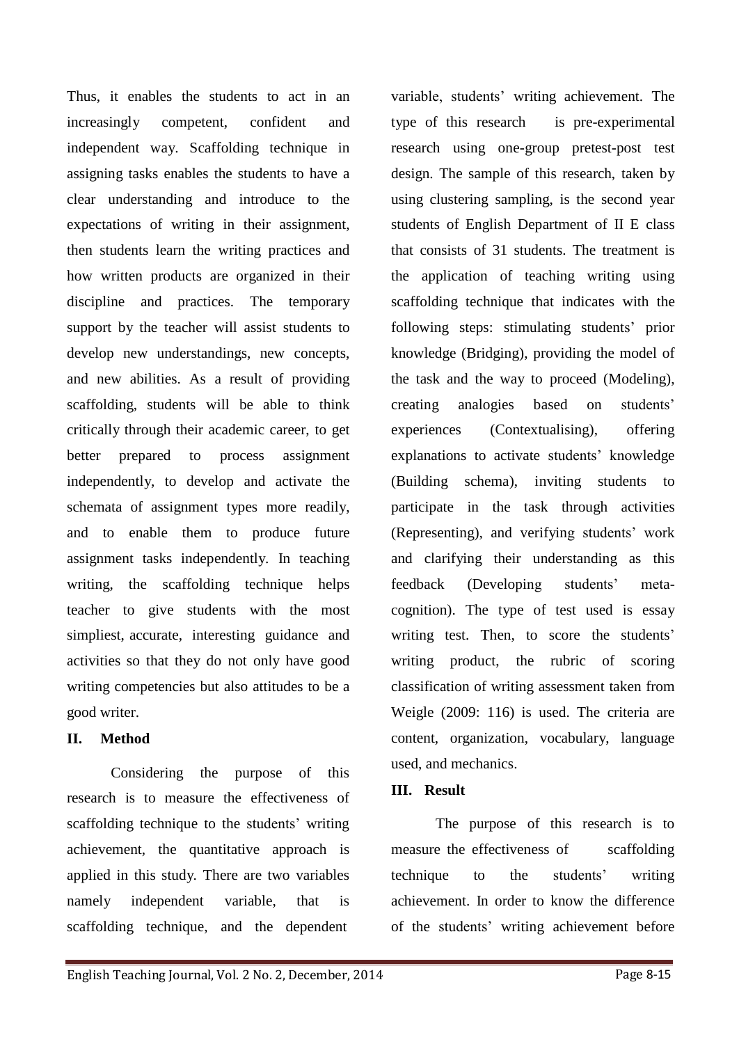Thus, it enables the students to act in an increasingly competent, confident and independent way. Scaffolding technique in assigning tasks enables the students to have a clear understanding and introduce to the expectations of writing in their assignment, then students learn the writing practices and how written products are organized in their discipline and practices. The temporary support by the teacher will assist students to develop new understandings, new concepts, and new abilities. As a result of providing scaffolding, students will be able to think critically through their academic career, to get better prepared to process assignment independently, to develop and activate the schemata of assignment types more readily, and to enable them to produce future assignment tasks independently. In teaching writing, the scaffolding technique helps teacher to give students with the most simpliest, accurate, interesting guidance and activities so that they do not only have good writing competencies but also attitudes to be a good writer.

## II. Method

Considering the purpose of this research is to measure the effectiveness of scaffolding technique to the students' writing achievement, the quantitative approach is applied in this study. There are two variables namely independent variable, that is scaffolding technique, and the dependent variable, students' writing achievement. The type of this research is pre-experimental research using one-group pretest-post test design. The sample of this research, taken by using clustering sampling, is the second year students of English Department of II E class that consists of 31 students. The treatment is the application of teaching writing using scaffolding technique that indicates with the following steps: stimulating students' prior knowledge (Bridging), providing the model of the task and the way to proceed (Modeling), creating analogies based on students' experiences (Contextualising), offering explanations to activate students' knowledge (Building schema), inviting students to participate in the task through activities (Representing), and verifying students' work and clarifying their understanding as this feedback (Developing students' meta-cognition). The type of test used is essay writing test. Then, to score the students' writing product, the rubric of scoring classification of writing assessment taken from Weigle (2009: 116) is used. The criteria are content, organization, vocabulary, language used, and mechanics.

## III. Result

The purpose of this research is to measure the effectiveness of scaffolding technique to the students' writing achievement. In order to know the difference of the students' writing achievement before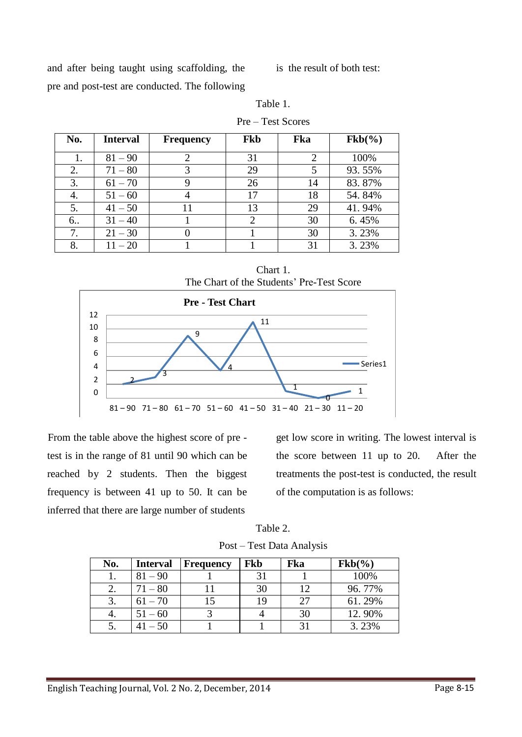and after being taught using scaffolding, the pre and post-test are conducted. The following is the result of both test:

Table 1.

Pre – Test Scores

| No. | Interval | Frequency | Fkb | Fka | Fkb(%) |
|---|---|---|---|---|---|
| 1. | 81 – 90 | 2 | 31 | 2 | 100% |
| 2. | 71 – 80 | 3 | 29 | 5 | 93. 55% |
| 3. | 61 – 70 | 9 | 26 | 14 | 83. 87% |
| 4. | 51 – 60 | 4 | 17 | 18 | 54. 84% |
| 5. | 41 – 50 | 11 | 13 | 29 | 41. 94% |
| 6.. | 31 – 40 | 1 | 2 | 30 | 6. 45% |
| 7. | 21 – 30 | 0 | 1 | 30 | 3. 23% |
| 8. | 11 – 20 | 1 | 1 | 31 | 3. 23% |

Chart 1.

The Chart of the Students' Pre-Test Score

From the table above the highest score of pre - test is in the range of 81 until 90 which can be reached by 2 students. Then the biggest frequency is between 41 up to 50. It can be inferred that there are large number of students get low score in writing. The lowest interval is the score between 11 up to 20. After the treatments the post-test is conducted, the result of the computation is as follows:

Table 2.

Post – Test Data Analysis

| No. | Interval | Frequency | Fkb | Fka | Fkb(%) |
|---|---|---|---|---|---|
| 1. | 81 – 90 | 1 | 31 | 1 | 100% |
| 2. | 71 – 80 | 11 | 30 | 12 | 96. 77% |
| 3. | 61 – 70 | 15 | 19 | 27 | 61. 29% |
| 4. | 51 – 60 | 3 | 4 | 30 | 12. 90% |
| 5. | 41 – 50 | 1 | 1 | 31 | 3. 23% |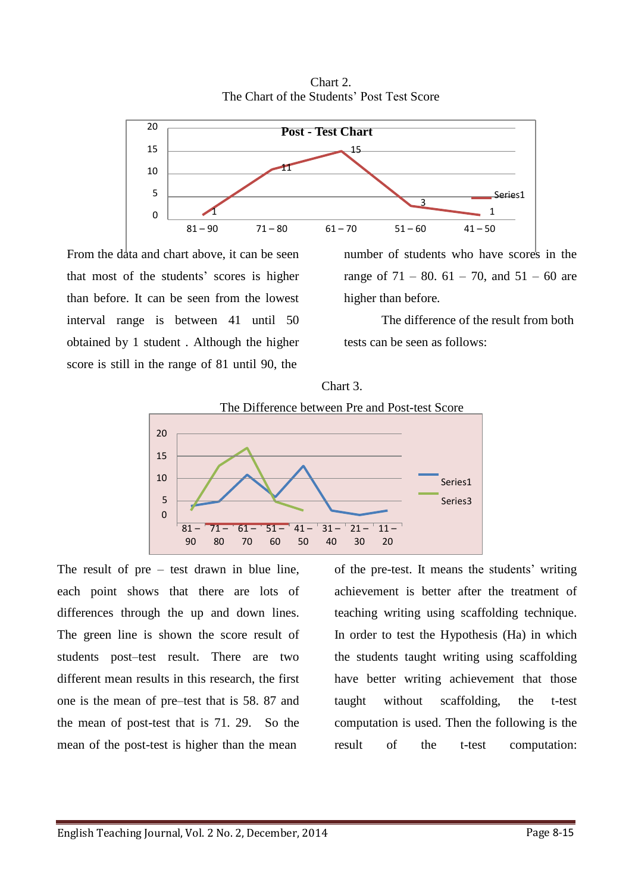Chart 2.
The Chart of the Students' Post Test Score

From the data and chart above, it can be seen that most of the students' scores is higher than before. It can be seen from the lowest interval range is between 41 until 50 obtained by 1 student . Although the higher score is still in the range of 81 until 90, the number of students who have scores in the range of 71 – 80. 61 – 70, and 51 – 60 are higher than before.

The difference of the result from both tests can be seen as follows:

Chart 3.
The Difference between Pre and Post-test Score

The result of pre – test drawn in blue line, each point shows that there are lots of differences through the up and down lines. The green line is shown the score result of students post–test result. There are two different mean results in this research, the first one is the mean of pre–test that is 58. 87 and the mean of post-test that is 71. 29. So the mean of the post-test is higher than the mean of the pre-test. It means the students' writing achievement is better after the treatment of teaching writing using scaffolding technique. In order to test the Hypothesis (Ha) in which the students taught writing using scaffolding have better writing achievement that those taught without scaffolding, the t-test computation is used. Then the following is the result of the t-test computation: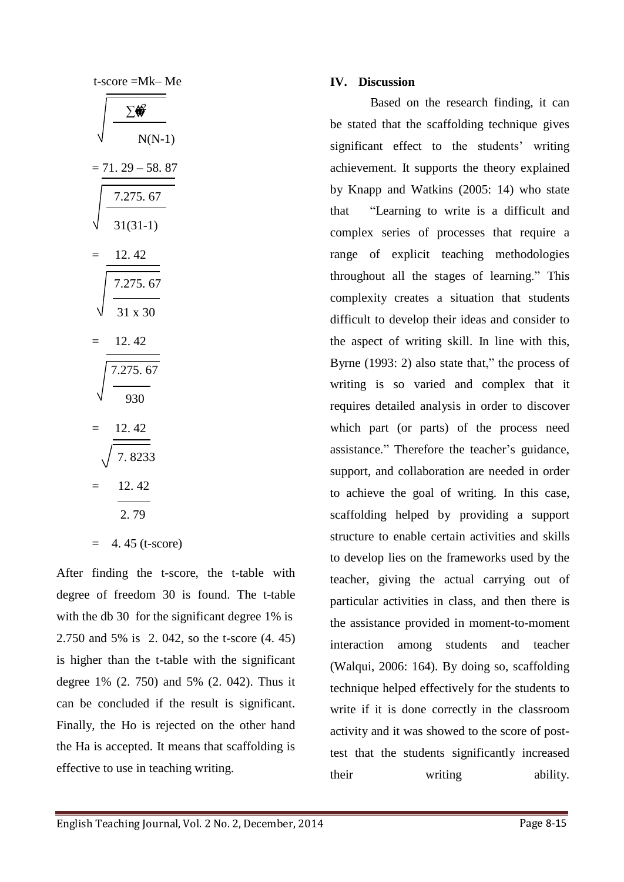$$\text{t-score} = \frac{Mk - Me}{\sqrt{\dfrac{\sum x^2}{N(N-1)}}}$$

$$= \frac{71.29 - 58.87}{\sqrt{\dfrac{7.275.67}{31(31-1)}}}$$

$$= \frac{12.42}{\sqrt{\dfrac{7.275.67}{31 \times 30}}}$$

$$= \frac{12.42}{\sqrt{\dfrac{7.275.67}{930}}}$$

$$= \frac{12.42}{\sqrt{7.8233}}$$

$$= \frac{12.42}{2.79}$$

$$= 4.45 \text{ (t-score)}$$

After finding the t-score, the t-table with degree of freedom 30 is found. The t-table with the db 30 for the significant degree 1% is 2.750 and 5% is 2. 042, so the t-score (4. 45) is higher than the t-table with the significant degree 1% (2. 750) and 5% (2. 042). Thus it can be concluded if the result is significant. Finally, the Ho is rejected on the other hand the Ha is accepted. It means that scaffolding is effective to use in teaching writing.

## IV. Discussion

Based on the research finding, it can be stated that the scaffolding technique gives significant effect to the students' writing achievement. It supports the theory explained by Knapp and Watkins (2005: 14) who state that "Learning to write is a difficult and complex series of processes that require a range of explicit teaching methodologies throughout all the stages of learning." This complexity creates a situation that students difficult to develop their ideas and consider to the aspect of writing skill. In line with this, Byrne (1993: 2) also state that," the process of writing is so varied and complex that it requires detailed analysis in order to discover which part (or parts) of the process need assistance." Therefore the teacher's guidance, support, and collaboration are needed in order to achieve the goal of writing. In this case, scaffolding helped by providing a support structure to enable certain activities and skills to develop lies on the frameworks used by the teacher, giving the actual carrying out of particular activities in class, and then there is the assistance provided in moment-to-moment interaction among students and teacher (Walqui, 2006: 164). By doing so, scaffolding technique helped effectively for the students to write if it is done correctly in the classroom activity and it was showed to the score of post-test that the students significantly increased their writing ability.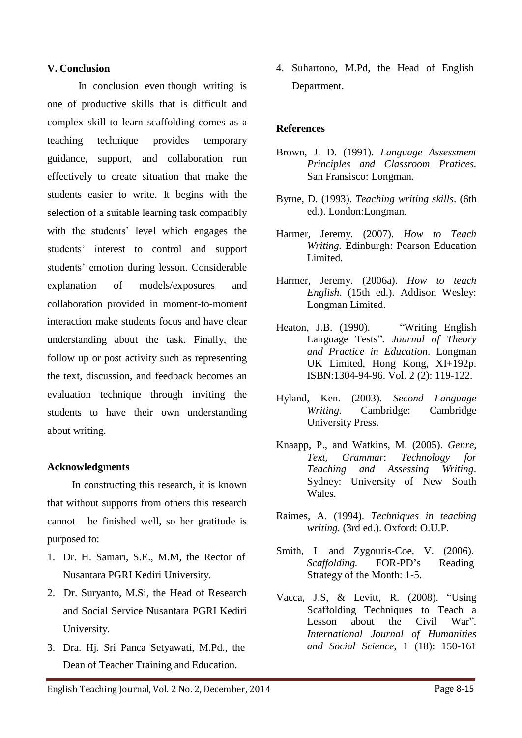## V. Conclusion

In conclusion even though writing is one of productive skills that is difficult and complex skill to learn scaffolding comes as a teaching technique provides temporary guidance, support, and collaboration run effectively to create situation that make the students easier to write. It begins with the selection of a suitable learning task compatibly with the students' level which engages the students' interest to control and support students' emotion during lesson. Considerable explanation of models/exposures and collaboration provided in moment-to-moment interaction make students focus and have clear understanding about the task. Finally, the follow up or post activity such as representing the text, discussion, and feedback becomes an evaluation technique through inviting the students to have their own understanding about writing.

## Acknowledgments

In constructing this research, it is known that without supports from others this research cannot be finished well, so her gratitude is purposed to:

1. Dr. H. Samari, S.E., M.M, the Rector of Nusantara PGRI Kediri University.
2. Dr. Suryanto, M.Si, the Head of Research and Social Service Nusantara PGRI Kediri University.
3. Dra. Hj. Sri Panca Setyawati, M.Pd., the Dean of Teacher Training and Education.
4. Suhartono, M.Pd, the Head of English Department.

## References

Brown, J. D. (1991). *Language Assessment Principles and Classroom Pratices*. San Fransisco: Longman.

Byrne, D. (1993). *Teaching writing skills*. (6th ed.). London:Longman.

Harmer, Jeremy. (2007). *How to Teach Writing.* Edinburgh: Pearson Education Limited.

Harmer, Jeremy. (2006a). *How to teach English*. (15th ed.). Addison Wesley: Longman Limited.

Heaton, J.B. (1990). "Writing English Language Tests". *Journal of Theory and Practice in Education*. Longman UK Limited, Hong Kong, XI+192p. ISBN:1304-94-96. Vol. 2 (2): 119-122.

Hyland, Ken. (2003). *Second Language Writing*. Cambridge: Cambridge University Press.

Knaapp, P., and Watkins, M. (2005). *Genre, Text, Grammar*: *Technology for Teaching and Assessing Writing*. Sydney: University of New South Wales.

Raimes, A. (1994). *Techniques in teaching writing.* (3rd ed.). Oxford: O.U.P.

Smith, L and Zygouris-Coe, V. (2006). *Scaffolding.* FOR-PD's Reading Strategy of the Month: 1-5.

Vacca, J.S, & Levitt, R. (2008). "Using Scaffolding Techniques to Teach a Lesson about the Civil War". *International Journal of Humanities and Social Science*, 1 (18): 150-161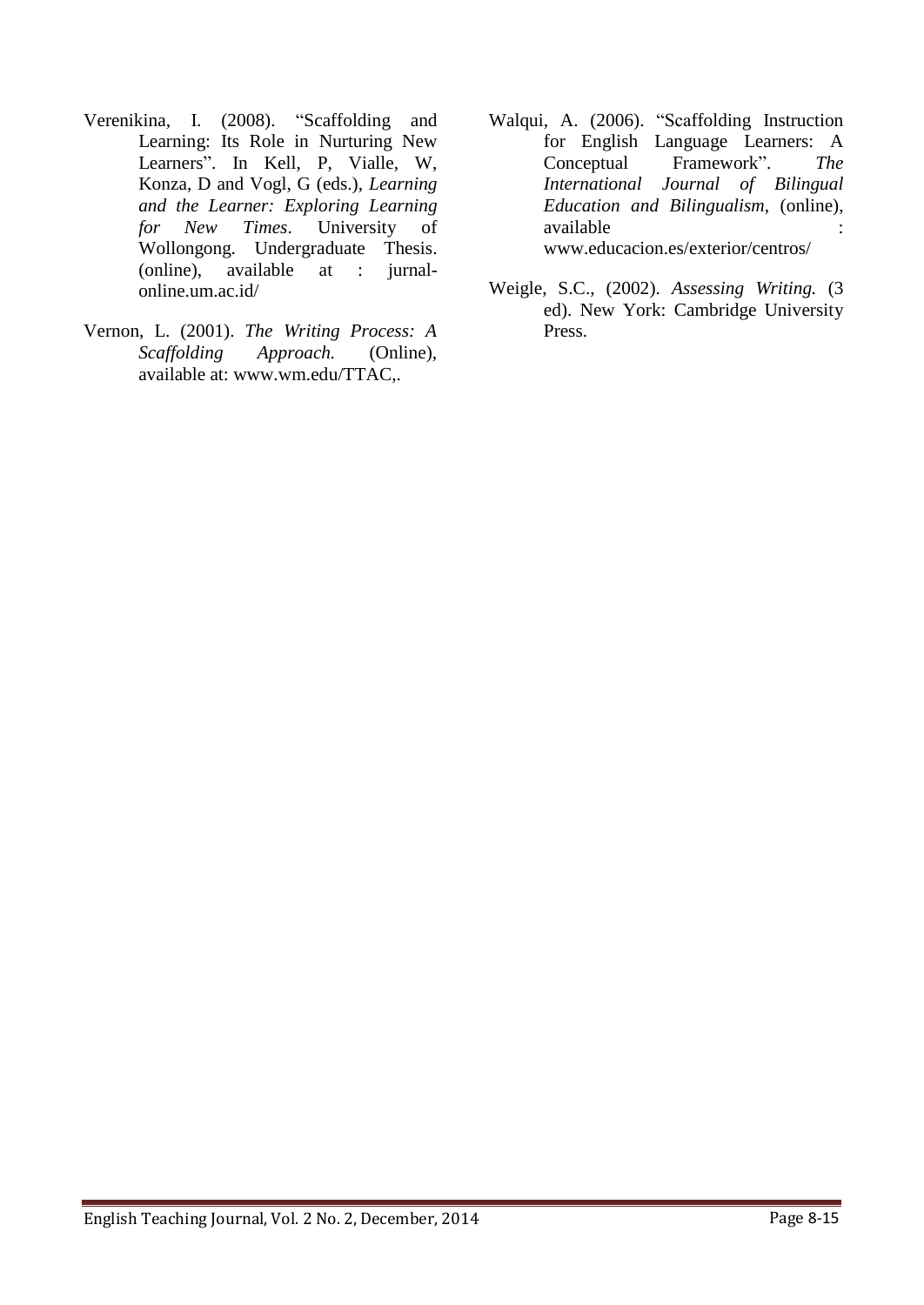Verenikina, I. (2008). "Scaffolding and Learning: Its Role in Nurturing New Learners". In Kell, P, Vialle, W, Konza, D and Vogl, G (eds.), *Learning and the Learner: Exploring Learning for New Times*. University of Wollongong. Undergraduate Thesis. (online), available at : jurnal-online.um.ac.id/

Vernon, L. (2001). *The Writing Process: A Scaffolding Approach.* (Online), available at: www.wm.edu/TTAC,.

Walqui, A. (2006). "Scaffolding Instruction for English Language Learners: A Conceptual Framework". *The International Journal of Bilingual Education and Bilingualism*, (online), available : www.educacion.es/exterior/centros/

Weigle, S.C., (2002). *Assessing Writing.* (3 ed). New York: Cambridge University Press.